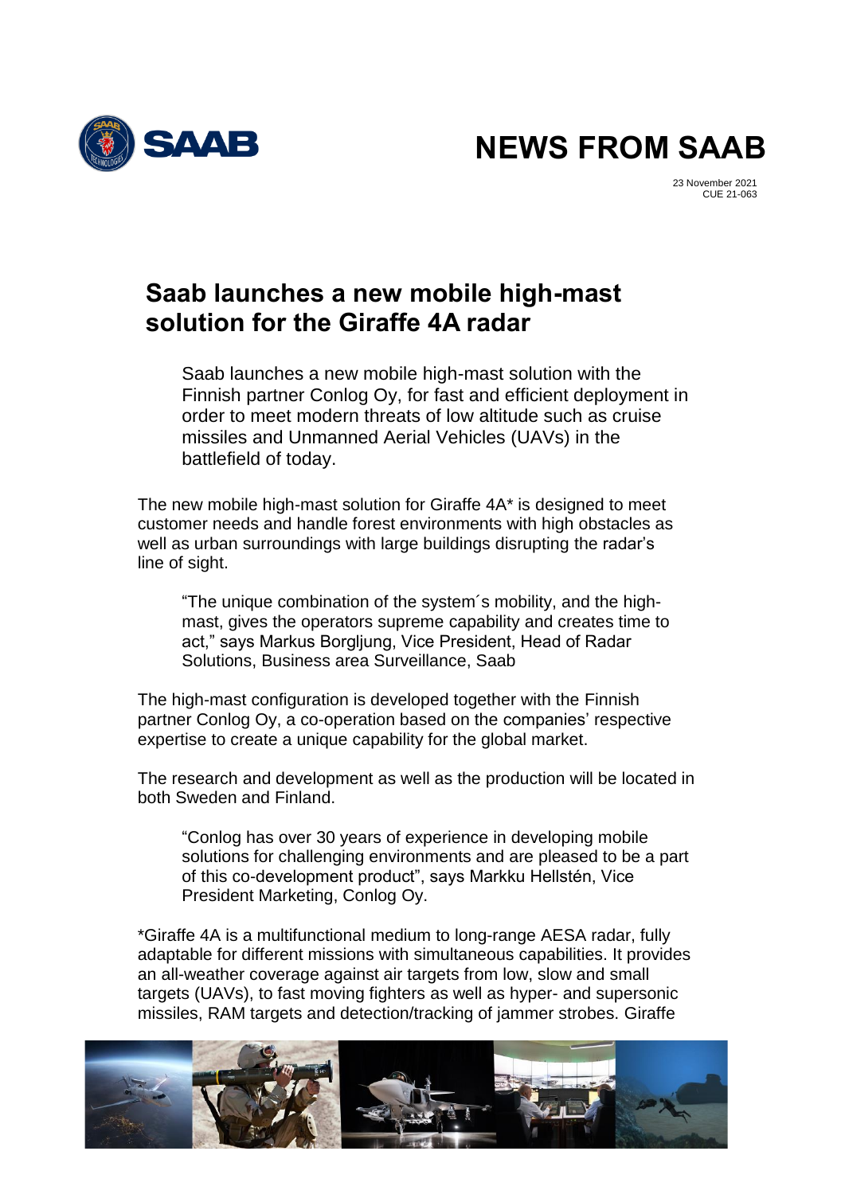# NEWS FROM SAAB

23 November 2021
CUE 21-063

## Saab launches a new mobile high-mast solution for the Giraffe 4A radar

Saab launches a new mobile high-mast solution with the Finnish partner Conlog Oy, for fast and efficient deployment in order to meet modern threats of low altitude such as cruise missiles and Unmanned Aerial Vehicles (UAVs) in the battlefield of today.

The new mobile high-mast solution for Giraffe 4A* is designed to meet customer needs and handle forest environments with high obstacles as well as urban surroundings with large buildings disrupting the radar's line of sight.

"The unique combination of the system´s mobility, and the high-mast, gives the operators supreme capability and creates time to act," says Markus Borgljung, Vice President, Head of Radar Solutions, Business area Surveillance, Saab

The high-mast configuration is developed together with the Finnish partner Conlog Oy, a co-operation based on the companies' respective expertise to create a unique capability for the global market.

The research and development as well as the production will be located in both Sweden and Finland.

"Conlog has over 30 years of experience in developing mobile solutions for challenging environments and are pleased to be a part of this co-development product", says Markku Hellstén, Vice President Marketing, Conlog Oy.

*Giraffe 4A is a multifunctional medium to long-range AESA radar, fully adaptable for different missions with simultaneous capabilities. It provides an all-weather coverage against air targets from low, slow and small targets (UAVs), to fast moving fighters as well as hyper- and supersonic missiles, RAM targets and detection/tracking of jammer strobes. Giraffe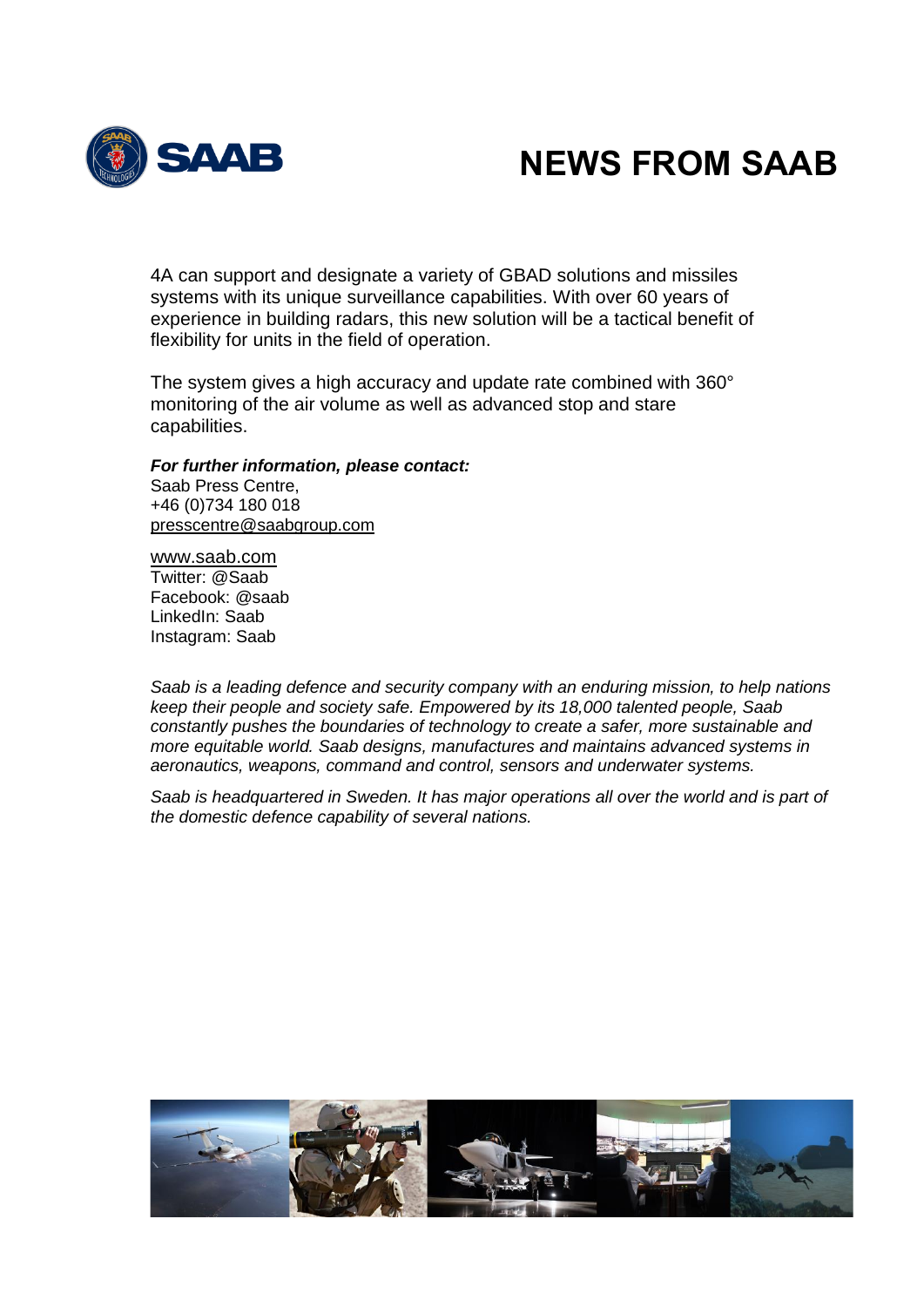4A can support and designate a variety of GBAD solutions and missiles systems with its unique surveillance capabilities. With over 60 years of experience in building radars, this new solution will be a tactical benefit of flexibility for units in the field of operation.

The system gives a high accuracy and update rate combined with 360° monitoring of the air volume as well as advanced stop and stare capabilities.

***For further information, please contact:***
Saab Press Centre,
+46 (0)734 180 018
presscentre@saabgroup.com

www.saab.com
Twitter: @Saab
Facebook: @saab
LinkedIn: Saab
Instagram: Saab

*Saab is a leading defence and security company with an enduring mission, to help nations keep their people and society safe. Empowered by its 18,000 talented people, Saab constantly pushes the boundaries of technology to create a safer, more sustainable and more equitable world. Saab designs, manufactures and maintains advanced systems in aeronautics, weapons, command and control, sensors and underwater systems.*

*Saab is headquartered in Sweden. It has major operations all over the world and is part of the domestic defence capability of several nations.*